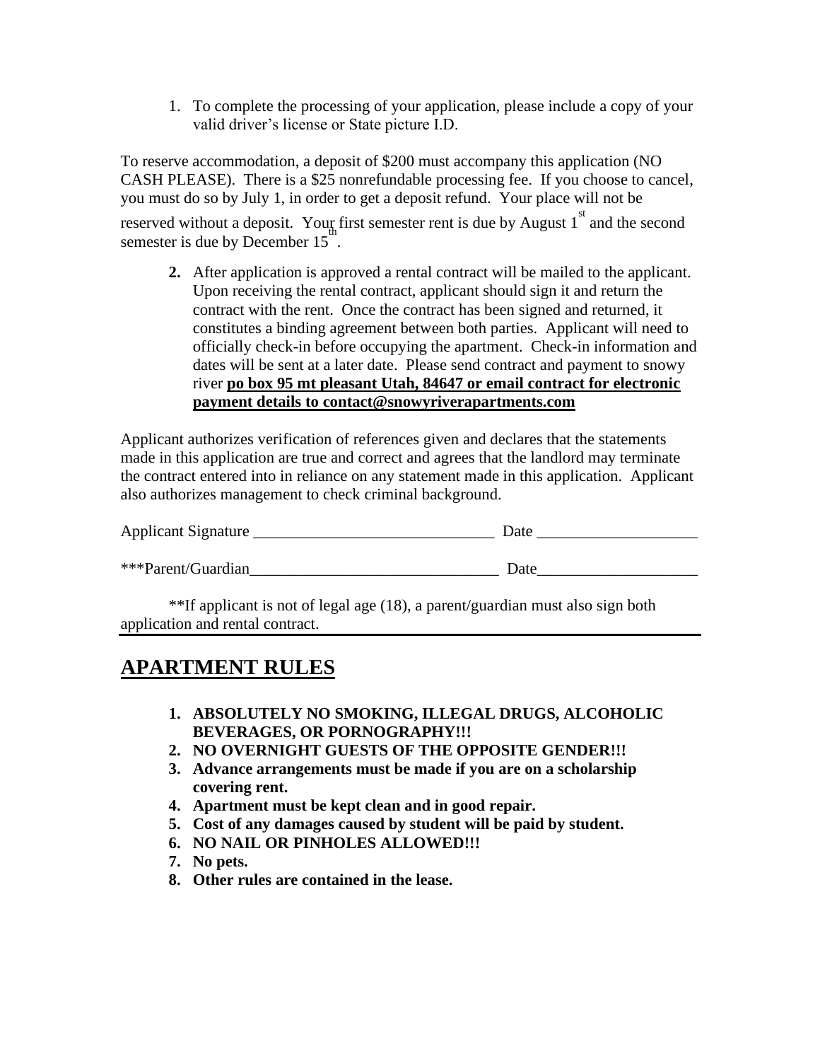1. To complete the processing of your application, please include a copy of your valid driver's license or State picture I.D.

To reserve accommodation, a deposit of $200 must accompany this application (NO CASH PLEASE). There is a $25 nonrefundable processing fee. If you choose to cancel, you must do so by July 1, in order to get a deposit refund. Your place will not be reserved without a deposit. Your first semester rent is due by August 1st and the second semester is due by December 15th.

2. After application is approved a rental contract will be mailed to the applicant. Upon receiving the rental contract, applicant should sign it and return the contract with the rent. Once the contract has been signed and returned, it constitutes a binding agreement between both parties. Applicant will need to officially check-in before occupying the apartment. Check-in information and dates will be sent at a later date. Please send contract and payment to snowy river **po box 95 mt pleasant Utah, 84647 or email contract for electronic payment details to contact@snowyriverapartments.com**

Applicant authorizes verification of references given and declares that the statements made in this application are true and correct and agrees that the landlord may terminate the contract entered into in reliance on any statement made in this application. Applicant also authorizes management to check criminal background.

Applicant Signature ______________________________ Date ____________________

***Parent/Guardian_______________________________ Date____________________

**If applicant is not of legal age (18), a parent/guardian must also sign both application and rental contract.

---

# APARTMENT RULES

1. **ABSOLUTELY NO SMOKING, ILLEGAL DRUGS, ALCOHOLIC BEVERAGES, OR PORNOGRAPHY!!!**
2. **NO OVERNIGHT GUESTS OF THE OPPOSITE GENDER!!!**
3. **Advance arrangements must be made if you are on a scholarship covering rent.**
4. **Apartment must be kept clean and in good repair.**
5. **Cost of any damages caused by student will be paid by student.**
6. **NO NAIL OR PINHOLES ALLOWED!!!**
7. **No pets.**
8. **Other rules are contained in the lease.**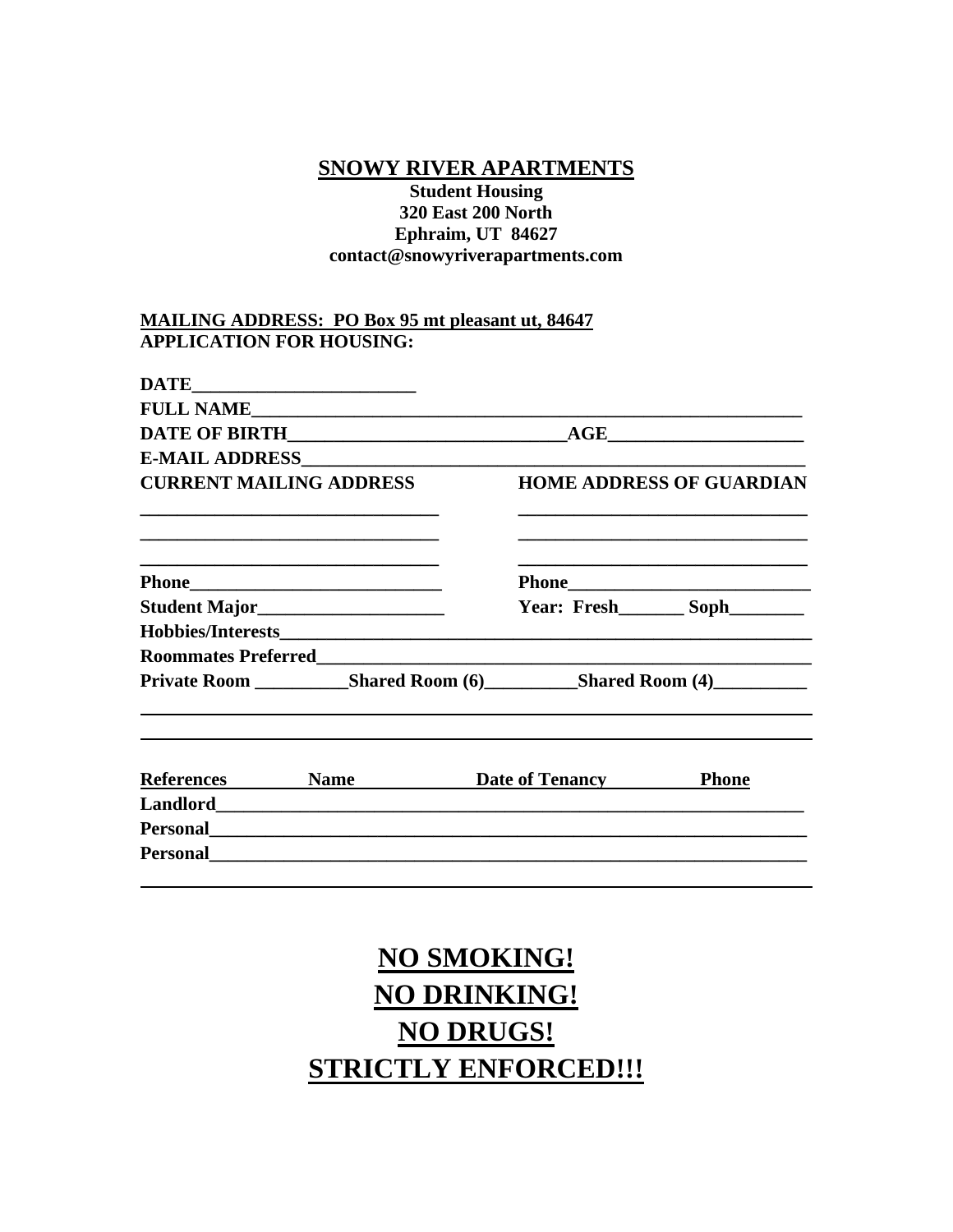**SNOWY RIVER APARTMENTS**

**Student Housing**
**320 East 200 North**
**Ephraim, UT 84627**
**contact@snowyriverapartments.com**

**MAILING ADDRESS: PO Box 95 mt pleasant ut, 84647**
**APPLICATION FOR HOUSING:**

**DATE**________________________

**FULL NAME**____________________________________________________________

**DATE OF BIRTH**______________________________**AGE**_____________________

**E-MAIL ADDRESS**_______________________________________________________

| **CURRENT MAILING ADDRESS** | **HOME ADDRESS OF GUARDIAN** |
|---|---|
| ________________________________ | ________________________________ |
| ________________________________ | ________________________________ |
| ________________________________ | ________________________________ |
| **Phone**___________________________ | **Phone**__________________________ |
| **Student Major**____________________ | **Year: Fresh**_______ **Soph**________ |

**Hobbies/Interests**_______________________________________________________

**Roommates Preferred**____________________________________________________

**Private Room** __________**Shared Room (6)**__________**Shared Room (4)**__________

| **References** | **Name** | **Date of Tenancy** | **Phone** |
|---|---|---|---|
| **Landlord** | | | |
| **Personal** | | | |
| **Personal** | | | |

# NO SMOKING!
# NO DRINKING!
# NO DRUGS!
# STRICTLY ENFORCED!!!